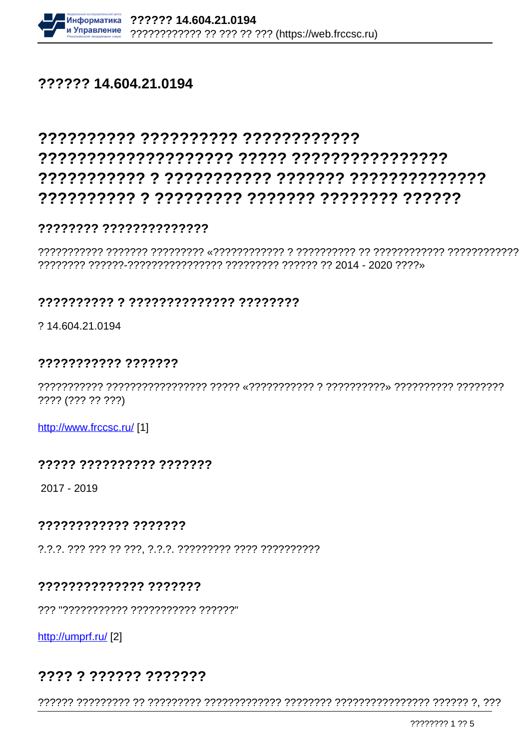# ?????? 14.604.21.0194

# ?????????? ?????????? ???????????? ???????????????????? ????? ???????????????? ??????????? ? ??????????? ??????? ?????????????? ?????????? ? ????????? ??????? ???????? ??????

### ???????? ??????????????

??????????? ??????? ????????? «???????????? ? ?????????? ?? ???????????? ???????????? ???????? ??????-???????????????? ????????? ?????? ?? 2014 - 2020 ????»

### ?????????? ? ?????????????? ????????

? 14.604.21.0194

### ??????????? ???????

??????????? ????????????????? ????? «??????????? ? ??????????» ?????????? ???????? ???? (??? ?? ???)

http://www.frccsc.ru/ [1]

### ????? ?????????? ???????

2017 - 2019

### ???????????? ???????

?.?.?. ??? ??? ?? ???, ?.?.?. ????????? ???? ??????????

### ?????????????? ???????

??? "??????????? ??????????? ??????"

http://umprf.ru/ [2]

## ???? ? ?????? ???????

?????? ????????? ?? ????????? ????????????? ???????? ???????????????? ?????? ?, ???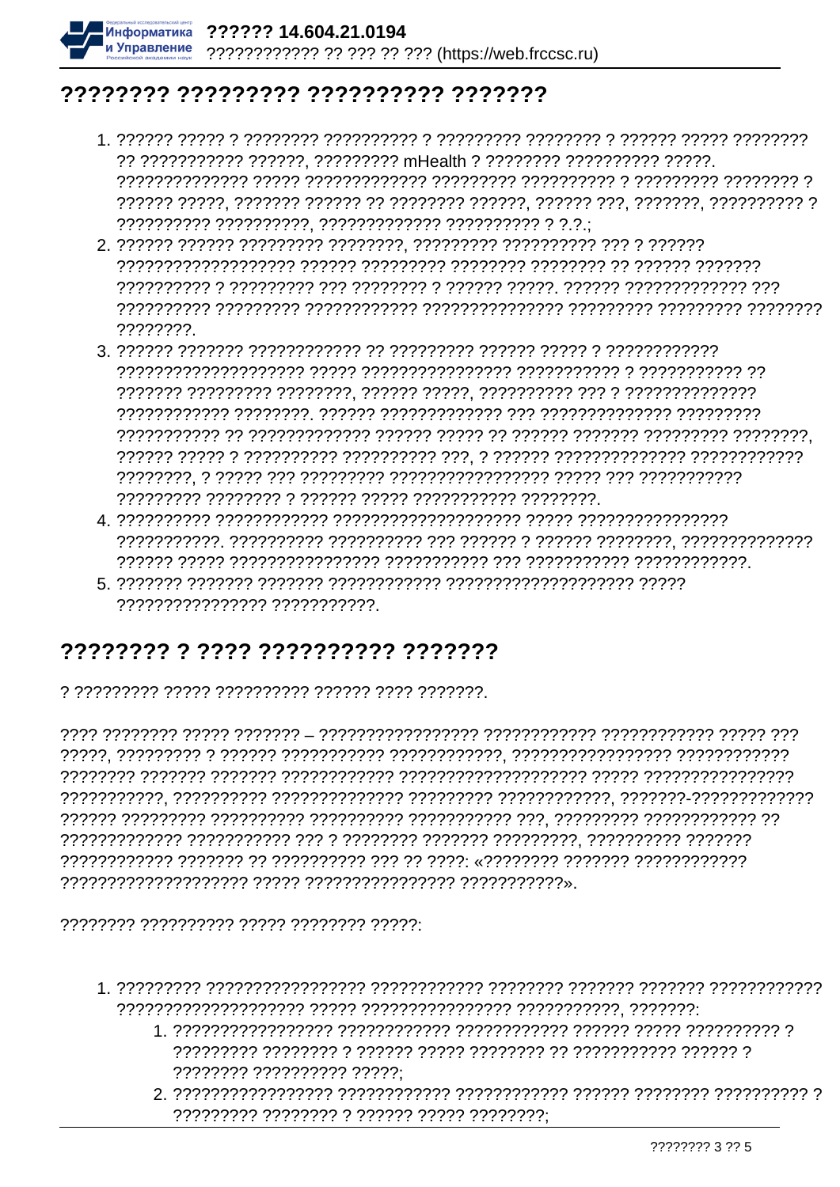## ???????? ????????? ?????????? ???????

1. ?????? ????? ? ???????? ?????????? ? ????????? ???????? ? ?????? ????? ???????? ?? ??????????? ??????, ????????? mHealth ? ???????? ?????????? ?????. ?????????????? ????? ????????????? ????????? ?????????? ? ????????? ???????? ? ?????? ?????, ??????? ?????? ?? ???????? ??????, ?????? ???, ???????, ?????????? ? ?????????? ??????????, ????????????? ?????????? ? ?.?.;
2. ?????? ?????? ????????? ????????, ????????? ?????????? ??? ? ?????? ??????????????????? ?????? ????????? ???????? ???????? ?? ?????? ??????? ?????????? ? ????????? ??? ???????? ? ?????? ?????. ?????? ????????????? ??? ?????????? ????????? ???????????? ??????????????? ????????? ????????? ???????? ????????.
3. ?????? ??????? ???????????? ?? ????????? ?????? ????? ? ???????????? ???????????????????? ????? ???????????????? ??????????? ? ??????????? ?? ??????? ????????? ????????, ?????? ?????, ?????????? ??? ? ?????????????? ???????????? ????????. ?????? ????????????? ??? ?????????????? ????????? ??????????? ?? ????????????? ?????? ????? ?? ?????? ??????? ????????? ????????, ?????? ????? ? ?????????? ?????????? ???, ? ?????? ?????????????? ???????????? ????????, ? ????? ??? ????????? ???????????????? ????? ??? ??????????? ????????? ???????? ? ?????? ????? ??????????? ????????.
4. ?????????? ??????????? ??????????????????? ????? ???????????????? ???????????. ?????????? ?????????? ??? ?????? ? ?????? ????????, ?????????????? ?????? ????? ???????????????? ??????????? ??? ??????????? ????????????.
5. ??????? ??????? ??????? ???????????? ???????????????????? ????? ???????????????? ???????????.

## ???????? ? ???? ?????????? ???????

? ????????? ????? ?????????? ?????? ???? ???????.

???? ???????? ????? ??????? – ????????????????? ???????????? ???????????? ????? ??? ?????, ????????? ? ?????? ??????????? ????????????, ????????????????? ???????????? ???????? ??????? ??????? ???????????? ???????????????????? ????? ???????????????? ???????????, ?????????? ?????????????? ????????? ????????????, ???????-????????????? ?????? ????????? ?????????? ?????????? ??????????? ???, ????????? ???????????? ?? ????????????? ??????????? ??? ? ???????? ??????? ?????????, ?????????? ??????? ???????????? ??????? ?? ?????????? ??? ?? ????: «???????? ??????? ???????????? ???????????????????? ????? ???????????????? ???????????».

???????? ?????????? ????? ???????? ?????:

1. ????????? ????????????????? ???????????? ???????? ??????? ??????? ???????????? ???????????????????? ????? ???????????????? ???????????, ???????:
   1. ????????????????? ???????????? ???????????? ?????? ????? ?????????? ? ????????? ???????? ? ?????? ????? ???????? ?? ??????????? ?????? ? ???????? ?????????? ?????;
   2. ????????????????? ???????????? ???????????? ?????? ???????? ?????????? ? ????????? ???????? ? ?????? ????? ????????;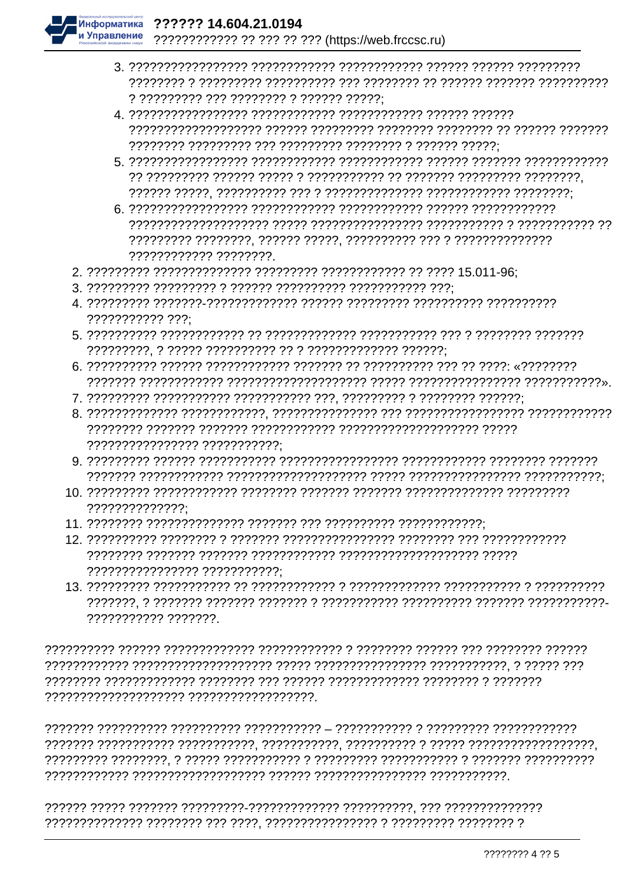3. ????????????????? ???????????? ???????????? ?????? ?????? ????????? ???????? ? ????????? ?????????? ??? ???????? ?? ?????? ??????? ?????????? ? ????????? ??? ???????? ? ?????? ?????;
4. ????????????????? ???????????? ???????????? ?????? ?????? ?????????????????? ?????? ????????? ???????? ???????? ?? ?????? ??????? ???????? ????????? ??? ????????? ???????? ? ?????? ?????;
5. ????????????????? ???????????? ???????????? ?????? ??????? ???????????? ?? ????????? ?????? ????? ? ??????????? ?? ??????? ????????? ????????, ?????? ?????, ?????????? ??? ? ?????????????? ???????????? ????????;
6. ????????????????? ???????????? ???????????? ?????? ???????????? ????????????????????? ????? ???????????????? ??????????? ? ??????????? ?? ????????? ????????, ?????? ?????, ?????????? ??? ? ?????????????? ???????????? ????????.

2. ????????? ?????????????? ????????? ???????????? ?? ???? 15.011-96;
3. ????????? ????????? ? ?????? ?????????? ??????????? ???;
4. ????????? ???????-????????????? ?????? ????????? ?????????? ?????????? ??????????? ???;
5. ?????????? ???????????? ?? ????????????? ??????????? ??? ? ???????? ??????? ?????????, ? ????? ?????????? ?? ? ????????????? ??????;
6. ?????????? ?????? ???????????? ??????? ?? ?????????? ??? ?? ????: «???????? ??????? ???????????? ???????????????????? ????? ???????????????? ???????????».
7. ????????? ??????????? ??????????? ???, ????????? ? ???????? ??????;
8. ????????????? ????????????, ??????????????? ??? ????????????????? ???????????? ???????? ??????? ??????? ???????????? ???????????????????? ????? ???????????????? ???????????;
9. ????????? ?????? ??????????? ????????????????? ???????????? ???????? ??????? ??????? ???????????? ???????????????????? ????? ???????????????? ???????????;
10. ????????? ???????????? ???????? ??????? ??????? ?????????????? ????????? ??????????????;
11. ???????? ?????????????? ??????? ??? ?????????? ????????????;
12. ?????????? ???????? ? ??????? ???????????????? ???????? ??? ???????????? ???????? ??????? ??????? ???????????? ???????????????????? ????? ???????????????? ???????????;
13. ????????? ??????????? ?? ???????????? ? ????????????? ??????????? ? ?????????? ???????, ? ??????? ??????? ??????? ? ??????????? ?????????? ??????? ???????????-??????????? ???????.

?????????? ?????? ????????????? ???????????? ? ???????? ?????? ??? ???????? ?????? ???????????? ???????????????????? ????? ???????????????? ???????????, ? ????? ??? ???????? ????????????? ???????? ??? ?????? ????????????? ???????? ? ??????? ???????????????????? ??????????????????.

??????? ?????????? ?????????? ??????????? – ??????????? ? ????????? ???????????? ??????? ??????????? ???????????, ???????????, ?????????? ? ????? ??????????????????, ????????? ????????, ? ????? ??????????? ? ????????? ??????????? ? ??????? ?????????? ???????????? ??????????????????? ?????? ???????????????? ???????????.

?????? ????? ??????? ?????????-????????????? ??????????, ??? ?????????????? ?????????????? ???????? ??? ????, ??????????????? ? ????????? ???????? ?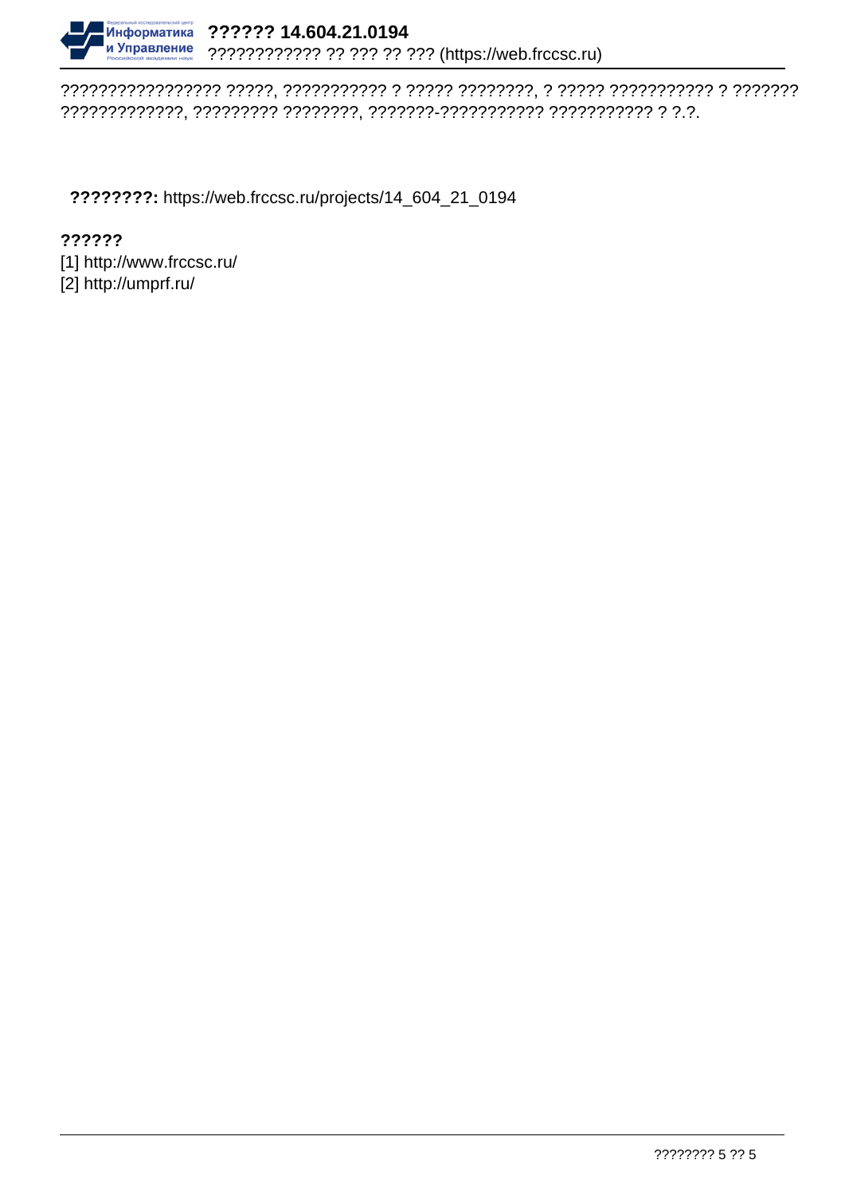????????????????? ?????, ??????????? ? ????? ????????, ? ????? ??????????? ? ??????? ?????????????, ????????? ????????, ???????-??????????? ??????????? ? ?.?.

**????????:** https://web.frccsc.ru/projects/14_604_21_0194

**??????**

[1] http://www.frccsc.ru/
[2] http://umprf.ru/